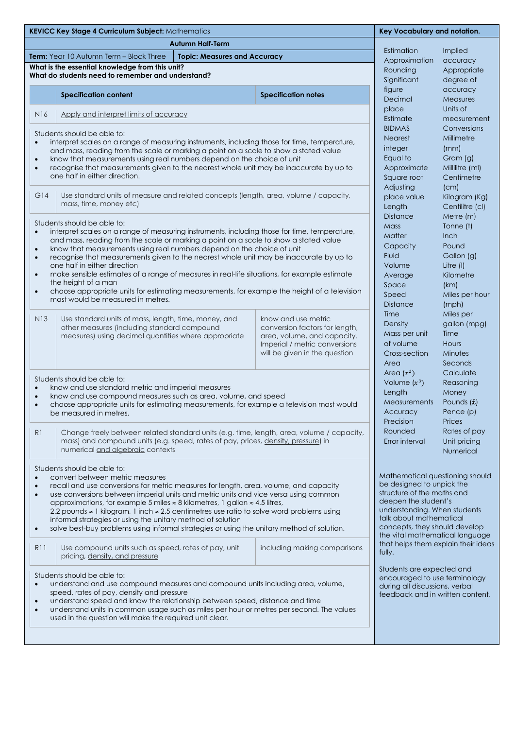**KEVICC Key Stage 4 Curriculum Subject:** Mathematics

**Autumn Half-Term**

**Term:** Year 10 Autumn Term – Block Three | **Topic: Measures and Accuracy**

**What is the essential knowledge from this unit?**
**What do students need to remember and understand?**

| | Specification content | Specification notes |
|---|---|---|
| N16 | Apply and interpret limits of accuracy | |

Students should be able to:

- interpret scales on a range of measuring instruments, including those for time, temperature, and mass, reading from the scale or marking a point on a scale to show a stated value
- know that measurements using real numbers depend on the choice of unit
- recognise that measurements given to the nearest whole unit may be inaccurate by up to one half in either direction.

| | Specification content | Specification notes |
|---|---|---|
| G14 | Use standard units of measure and related concepts (length, area, volume / capacity, mass, time, money etc) | |

Students should be able to:

- interpret scales on a range of measuring instruments, including those for time, temperature, and mass, reading from the scale or marking a point on a scale to show a stated value
- know that measurements using real numbers depend on the choice of unit
- recognise that measurements given to the nearest whole unit may be inaccurate by up to one half in either direction
- make sensible estimates of a range of measures in real-life situations, for example estimate the height of a man
- choose appropriate units for estimating measurements, for example the height of a television mast would be measured in metres.

| | Specification content | Specification notes |
|---|---|---|
| N13 | Use standard units of mass, length, time, money, and other measures (including standard compound measures) using decimal quantities where appropriate | know and use metric conversion factors for length, area, volume, and capacity. Imperial / metric conversions will be given in the question |

Students should be able to:

- know and use standard metric and imperial measures
- know and use compound measures such as area, volume, and speed
- choose appropriate units for estimating measurements, for example a television mast would be measured in metres.

| | Specification content | Specification notes |
|---|---|---|
| R1 | Change freely between related standard units (e.g. time, length, area, volume / capacity, mass) and compound units (e.g. speed, rates of pay, prices, density, pressure) in numerical and algebraic contexts | |

Students should be able to:

- convert between metric measures
- recall and use conversions for metric measures for length, area, volume, and capacity
- use conversions between imperial units and metric units and vice versa using common approximations, for example 5 miles ≈ 8 kilometres, 1 gallon ≈ 4.5 litres, 2.2 pounds ≈ 1 kilogram, 1 inch ≈ 2.5 centimetres use ratio to solve word problems using informal strategies or using the unitary method of solution
- solve best-buy problems using informal strategies or using the unitary method of solution.

| | Specification content | Specification notes |
|---|---|---|
| R11 | Use compound units such as speed, rates of pay, unit pricing, density, and pressure | including making comparisons |

Students should be able to:

- understand and use compound measures and compound units including area, volume, speed, rates of pay, density and pressure
- understand and know the relationship between speed, distance and time
- understand units in common usage such as miles per hour or metres per second. The values used in the question will make the required unit clear.

## Key Vocabulary and notation.

| | |
|---|---|
| Estimation | Implied accuracy |
| Approximation | Appropriate degree of accuracy |
| Rounding | Measures |
| Significant figure | Units of measurement |
| Decimal place | Conversions |
| Estimate | Millimetre (mm) |
| BIDMAS | Gram (g) |
| Nearest integer | Millilitre (ml) |
| Equal to | Centimetre (cm) |
| Approximate | Kilogram (Kg) |
| Square root | Centilitre (cl) |
| Adjusting place value | Metre (m) |
| Length | Tonne (t) |
| Distance | Inch |
| Mass | Pound |
| Matter | Gallon (g) |
| Capacity | Litre (l) |
| Fluid | Kilometre (km) |
| Volume | Miles per hour (mph) |
| Average | Miles per gallon (mpg) |
| Space | Time |
| Speed | Hours |
| Distance | Minutes |
| Time | Seconds |
| Density | Calculate |
| Mass per unit of volume | Reasoning |
| Cross-section | Money |
| Area | Pounds (£) |
| Area ($x^2$) | Pence (p) |
| Volume ($x^3$) | Prices |
| Length | Rates of pay |
| Measurements | Unit pricing |
| Accuracy | Numerical |
| Precision | |
| Rounded | |
| Error interval | |

Mathematical questioning should be designed to unpick the structure of the maths and deepen the student's understanding. When students talk about mathematical concepts, they should develop the vital mathematical language that helps them explain their ideas fully.

Students are expected and encouraged to use terminology during all discussions, verbal feedback and in written content.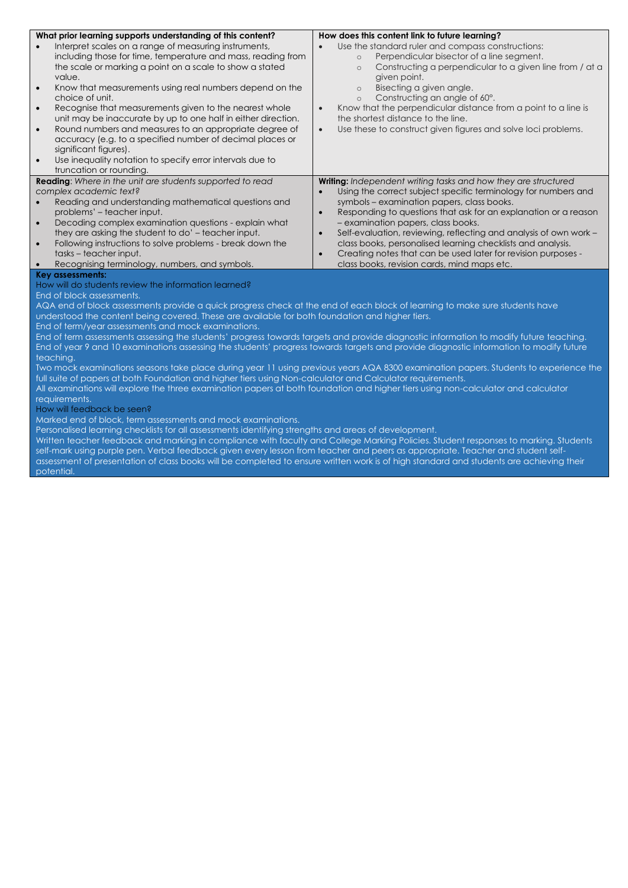| What prior learning supports understanding of this content? | How does this content link to future learning? |
|---|---|
| • Interpret scales on a range of measuring instruments, including those for time, temperature and mass, reading from the scale or marking a point on a scale to show a stated value.<br>• Know that measurements using real numbers depend on the choice of unit.<br>• Recognise that measurements given to the nearest whole unit may be inaccurate by up to one half in either direction.<br>• Round numbers and measures to an appropriate degree of accuracy (e.g. to a specified number of decimal places or significant figures).<br>• Use inequality notation to specify error intervals due to truncation or rounding. | • Use the standard ruler and compass constructions:<br>  ○ Perpendicular bisector of a line segment.<br>  ○ Constructing a perpendicular to a given line from / at a given point.<br>  ○ Bisecting a given angle.<br>  ○ Constructing an angle of 60°.<br>• Know that the perpendicular distance from a point to a line is the shortest distance to the line.<br>• Use these to construct given figures and solve loci problems. |
| **Reading**: *Where in the unit are students supported to read complex academic text?*<br>• Reading and understanding mathematical questions and problems' – teacher input.<br>• Decoding complex examination questions - explain what they are asking the student to do' – teacher input.<br>• Following instructions to solve problems - break down the tasks – teacher input.<br>• Recognising terminology, numbers, and symbols. | **Writing:** *Independent writing tasks and how they are structured*<br>• Using the correct subject specific terminology for numbers and symbols – examination papers, class books.<br>• Responding to questions that ask for an explanation or a reason – examination papers, class books.<br>• Self-evaluation, reviewing, reflecting and analysis of own work – class books, personalised learning checklists and analysis.<br>• Creating notes that can be used later for revision purposes - class books, revision cards, mind maps etc. |

**Key assessments:**

How will do students review the information learned?

End of block assessments.

AQA end of block assessments provide a quick progress check at the end of each block of learning to make sure students have understood the content being covered. These are available for both foundation and higher tiers.

End of term/year assessments and mock examinations.

End of term assessments assessing the students' progress towards targets and provide diagnostic information to modify future teaching. End of year 9 and 10 examinations assessing the students' progress towards targets and provide diagnostic information to modify future teaching.

Two mock examinations seasons take place during year 11 using previous years AQA 8300 examination papers. Students to experience the full suite of papers at both Foundation and higher tiers using Non-calculator and Calculator requirements.

All examinations will explore the three examination papers at both foundation and higher tiers using non-calculator and calculator requirements.

How will feedback be seen?

Marked end of block, term assessments and mock examinations.

Personalised learning checklists for all assessments identifying strengths and areas of development.

Written teacher feedback and marking in compliance with faculty and College Marking Policies. Student responses to marking. Students self-mark using purple pen. Verbal feedback given every lesson from teacher and peers as appropriate. Teacher and student self-assessment of presentation of class books will be completed to ensure written work is of high standard and students are achieving their potential.